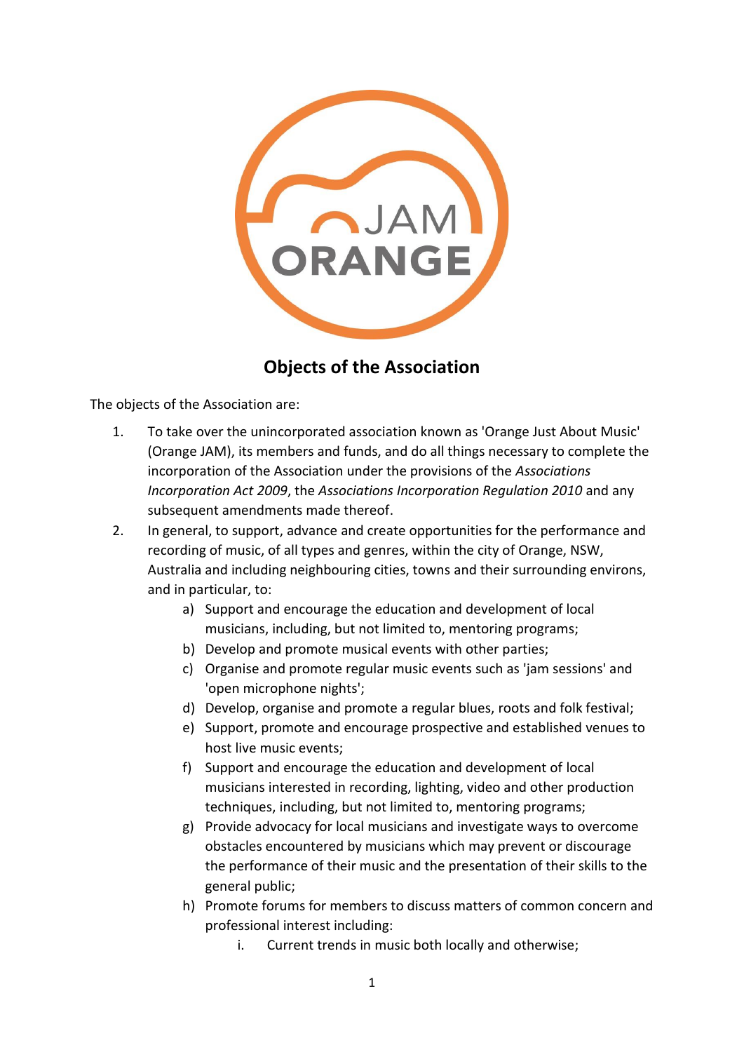# Objects of the Association

The objects of the Association are:

1. To take over the unincorporated association known as 'Orange Just About Music' (Orange JAM), its members and funds, and do all things necessary to complete the incorporation of the Association under the provisions of the *Associations Incorporation Act 2009*, the *Associations Incorporation Regulation 2010* and any subsequent amendments made thereof.
2. In general, to support, advance and create opportunities for the performance and recording of music, of all types and genres, within the city of Orange, NSW, Australia and including neighbouring cities, towns and their surrounding environs, and in particular, to:
   a) Support and encourage the education and development of local musicians, including, but not limited to, mentoring programs;
   b) Develop and promote musical events with other parties;
   c) Organise and promote regular music events such as 'jam sessions' and 'open microphone nights';
   d) Develop, organise and promote a regular blues, roots and folk festival;
   e) Support, promote and encourage prospective and established venues to host live music events;
   f) Support and encourage the education and development of local musicians interested in recording, lighting, video and other production techniques, including, but not limited to, mentoring programs;
   g) Provide advocacy for local musicians and investigate ways to overcome obstacles encountered by musicians which may prevent or discourage the performance of their music and the presentation of their skills to the general public;
   h) Promote forums for members to discuss matters of common concern and professional interest including:
      i. Current trends in music both locally and otherwise;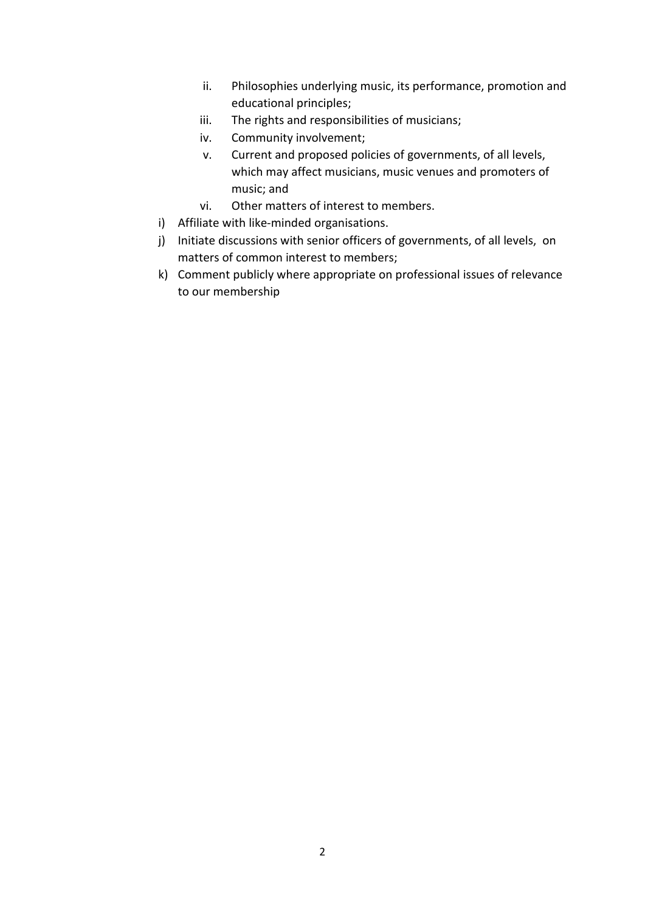- ii. Philosophies underlying music, its performance, promotion and educational principles;
   - iii. The rights and responsibilities of musicians;
   - iv. Community involvement;
   - v. Current and proposed policies of governments, of all levels, which may affect musicians, music venues and promoters of music; and
   - vi. Other matters of interest to members.

- i) Affiliate with like-minded organisations.
- j) Initiate discussions with senior officers of governments, of all levels, on matters of common interest to members;
- k) Comment publicly where appropriate on professional issues of relevance to our membership